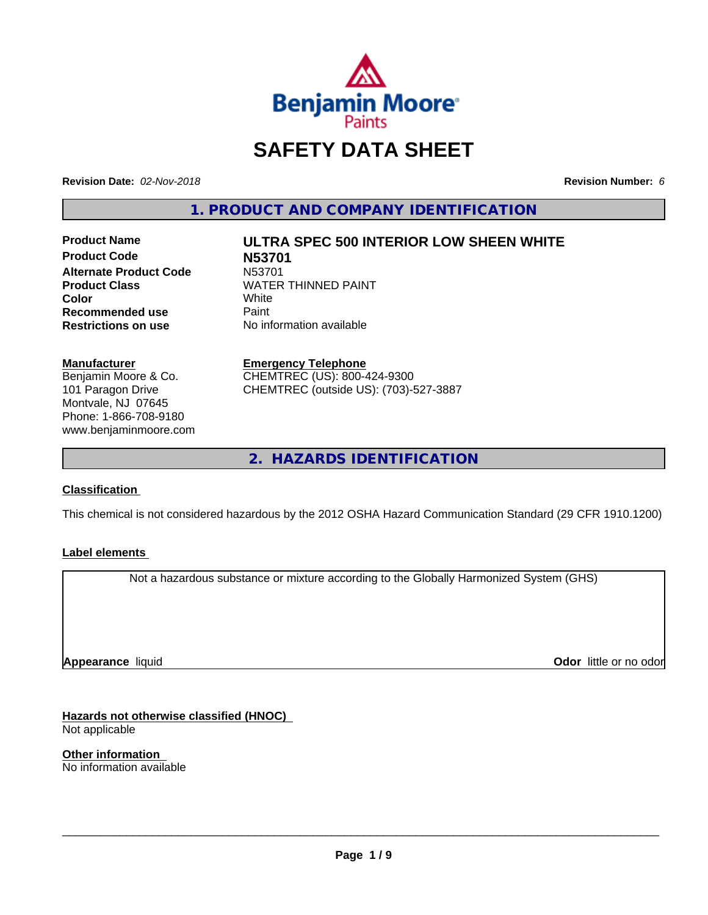# SAFETY DATA SHEET

**Revision Date:** *02-Nov-2018* **Revision Number:** *6*

## 1. PRODUCT AND COMPANY IDENTIFICATION

| | |
|---|---|
| **Product Name** | **ULTRA SPEC 500 INTERIOR LOW SHEEN WHITE** |
| **Product Code** | **N53701** |
| **Alternate Product Code** | N53701 |
| **Product Class** | WATER THINNED PAINT |
| **Color** | White |
| **Recommended use** | Paint |
| **Restrictions on use** | No information available |

**Manufacturer**
Benjamin Moore & Co.
101 Paragon Drive
Montvale, NJ 07645
Phone: 1-866-708-9180
www.benjaminmoore.com

**Emergency Telephone**
CHEMTREC (US): 800-424-9300
CHEMTREC (outside US): (703)-527-3887

## 2. HAZARDS IDENTIFICATION

**Classification**

This chemical is not considered hazardous by the 2012 OSHA Hazard Communication Standard (29 CFR 1910.1200)

**Label elements**

Not a hazardous substance or mixture according to the Globally Harmonized System (GHS)

**Appearance** liquid **Odor** little or no odor

**Hazards not otherwise classified (HNOC)**
Not applicable

**Other information**
No information available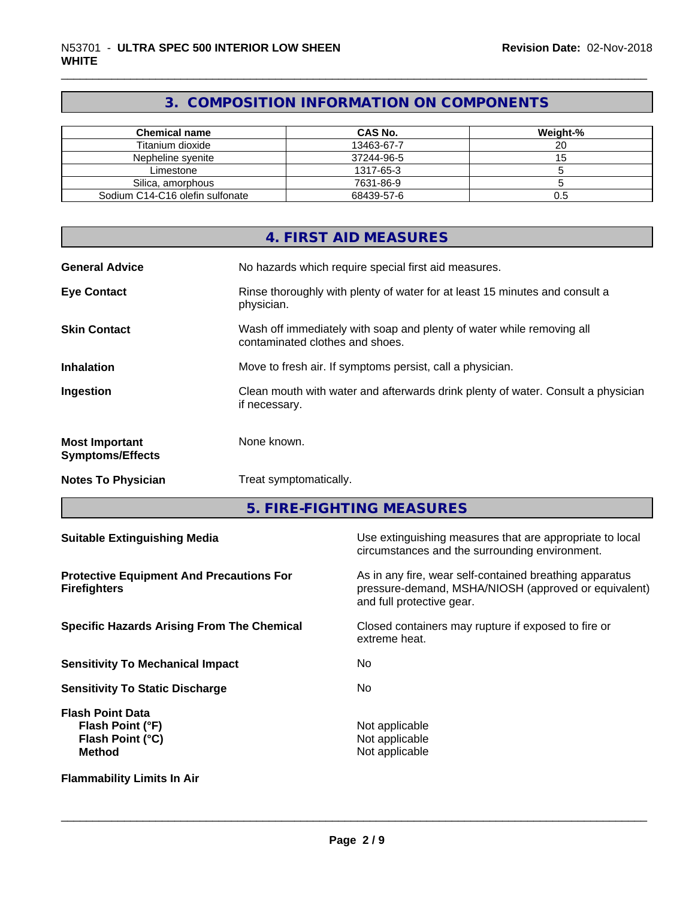## 3. COMPOSITION INFORMATION ON COMPONENTS

| Chemical name | CAS No. | Weight-% |
|---|---|---|
| Titanium dioxide | 13463-67-7 | 20 |
| Nepheline syenite | 37244-96-5 | 15 |
| Limestone | 1317-65-3 | 5 |
| Silica, amorphous | 7631-86-9 | 5 |
| Sodium C14-C16 olefin sulfonate | 68439-57-6 | 0.5 |

## 4. FIRST AID MEASURES

**General Advice**
No hazards which require special first aid measures.

**Eye Contact**
Rinse thoroughly with plenty of water for at least 15 minutes and consult a physician.

**Skin Contact**
Wash off immediately with soap and plenty of water while removing all contaminated clothes and shoes.

**Inhalation**
Move to fresh air. If symptoms persist, call a physician.

**Ingestion**
Clean mouth with water and afterwards drink plenty of water. Consult a physician if necessary.

**Most Important Symptoms/Effects**
None known.

**Notes To Physician**
Treat symptomatically.

## 5. FIRE-FIGHTING MEASURES

**Suitable Extinguishing Media**
Use extinguishing measures that are appropriate to local circumstances and the surrounding environment.

**Protective Equipment And Precautions For Firefighters**
As in any fire, wear self-contained breathing apparatus pressure-demand, MSHA/NIOSH (approved or equivalent) and full protective gear.

**Specific Hazards Arising From The Chemical**
Closed containers may rupture if exposed to fire or extreme heat.

**Sensitivity To Mechanical Impact**
No

**Sensitivity To Static Discharge**
No

**Flash Point Data**
**Flash Point (°F)** Not applicable
**Flash Point (°C)** Not applicable
**Method** Not applicable

**Flammability Limits In Air**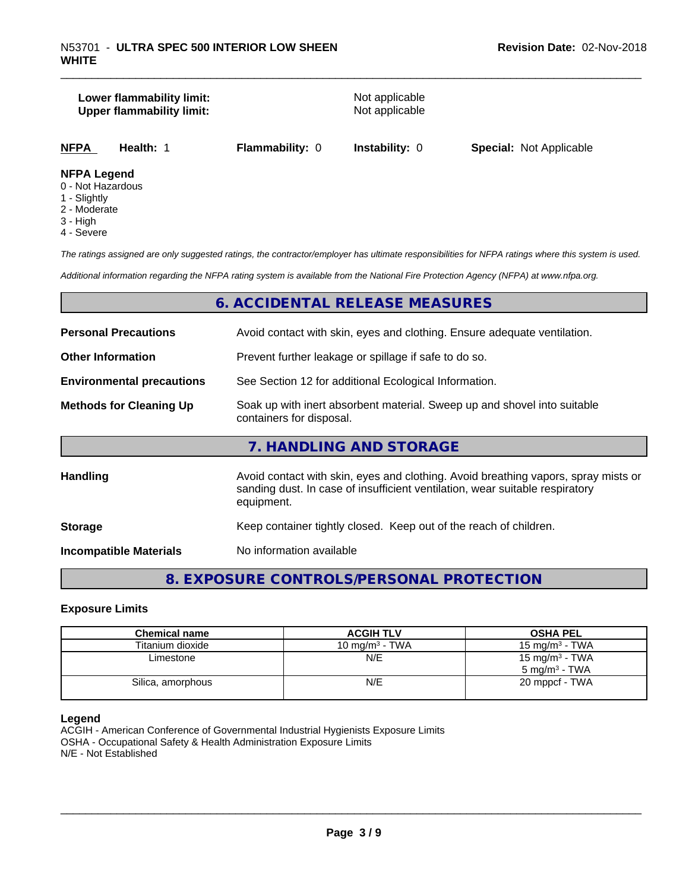| | |
|---|---|
| **Lower flammability limit:** | Not applicable |
| **Upper flammability limit:** | Not applicable |

| **NFPA** | **Health:** 1 | **Flammability:** 0 | **Instability:** 0 | **Special:** Not Applicable |
|---|---|---|---|---|

**NFPA Legend**

0 - Not Hazardous
1 - Slightly
2 - Moderate
3 - High
4 - Severe

*The ratings assigned are only suggested ratings, the contractor/employer has ultimate responsibilities for NFPA ratings where this system is used.*

*Additional information regarding the NFPA rating system is available from the National Fire Protection Agency (NFPA) at www.nfpa.org.*

## 6. ACCIDENTAL RELEASE MEASURES

| | |
|---|---|
| **Personal Precautions** | Avoid contact with skin, eyes and clothing. Ensure adequate ventilation. |
| **Other Information** | Prevent further leakage or spillage if safe to do so. |
| **Environmental precautions** | See Section 12 for additional Ecological Information. |
| **Methods for Cleaning Up** | Soak up with inert absorbent material. Sweep up and shovel into suitable containers for disposal. |

## 7. HANDLING AND STORAGE

| | |
|---|---|
| **Handling** | Avoid contact with skin, eyes and clothing. Avoid breathing vapors, spray mists or sanding dust. In case of insufficient ventilation, wear suitable respiratory equipment. |
| **Storage** | Keep container tightly closed. Keep out of the reach of children. |
| **Incompatible Materials** | No information available |

## 8. EXPOSURE CONTROLS/PERSONAL PROTECTION

### Exposure Limits

| Chemical name | ACGIH TLV | OSHA PEL |
|---|---|---|
| Titanium dioxide | 10 mg/m³ - TWA | 15 mg/m³ - TWA |
| Limestone | N/E | 15 mg/m³ - TWA<br>5 mg/m³ - TWA |
| Silica, amorphous | N/E | 20 mppcf - TWA |

**Legend**

ACGIH - American Conference of Governmental Industrial Hygienists Exposure Limits
OSHA - Occupational Safety & Health Administration Exposure Limits
N/E - Not Established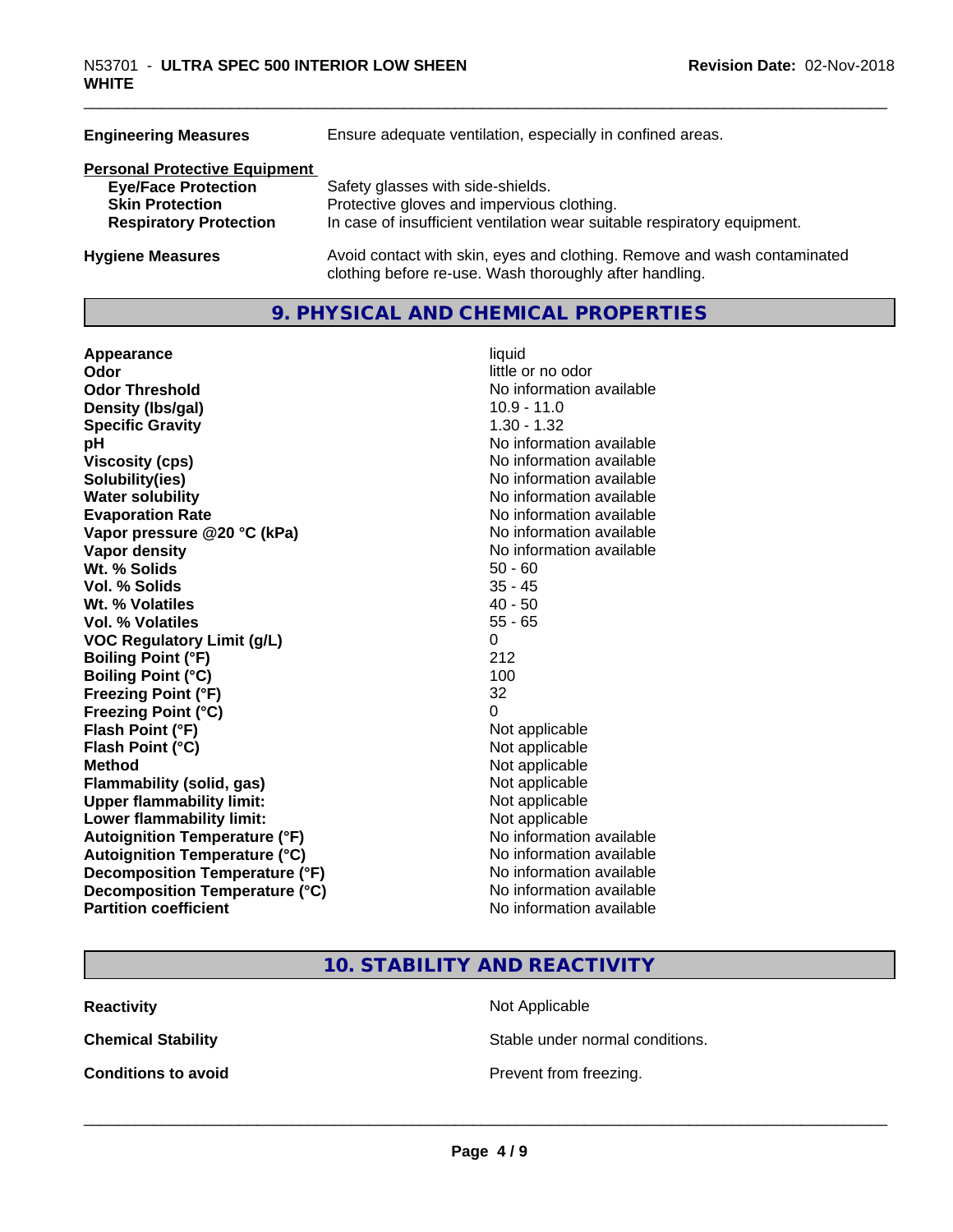| | |
|---|---|
| **Engineering Measures** | Ensure adequate ventilation, especially in confined areas. |

**Personal Protective Equipment**

| | |
|---|---|
| **Eye/Face Protection** | Safety glasses with side-shields. |
| **Skin Protection** | Protective gloves and impervious clothing. |
| **Respiratory Protection** | In case of insufficient ventilation wear suitable respiratory equipment. |
| **Hygiene Measures** | Avoid contact with skin, eyes and clothing. Remove and wash contaminated clothing before re-use. Wash thoroughly after handling. |

## 9. PHYSICAL AND CHEMICAL PROPERTIES

| | |
|---|---|
| **Appearance** | liquid |
| **Odor** | little or no odor |
| **Odor Threshold** | No information available |
| **Density (lbs/gal)** | 10.9 - 11.0 |
| **Specific Gravity** | 1.30 - 1.32 |
| **pH** | No information available |
| **Viscosity (cps)** | No information available |
| **Solubility(ies)** | No information available |
| **Water solubility** | No information available |
| **Evaporation Rate** | No information available |
| **Vapor pressure @20 °C (kPa)** | No information available |
| **Vapor density** | No information available |
| **Wt. % Solids** | 50 - 60 |
| **Vol. % Solids** | 35 - 45 |
| **Wt. % Volatiles** | 40 - 50 |
| **Vol. % Volatiles** | 55 - 65 |
| **VOC Regulatory Limit (g/L)** | 0 |
| **Boiling Point (°F)** | 212 |
| **Boiling Point (°C)** | 100 |
| **Freezing Point (°F)** | 32 |
| **Freezing Point (°C)** | 0 |
| **Flash Point (°F)** | Not applicable |
| **Flash Point (°C)** | Not applicable |
| **Method** | Not applicable |
| **Flammability (solid, gas)** | Not applicable |
| **Upper flammability limit:** | Not applicable |
| **Lower flammability limit:** | Not applicable |
| **Autoignition Temperature (°F)** | No information available |
| **Autoignition Temperature (°C)** | No information available |
| **Decomposition Temperature (°F)** | No information available |
| **Decomposition Temperature (°C)** | No information available |
| **Partition coefficient** | No information available |

## 10. STABILITY AND REACTIVITY

| | |
|---|---|
| **Reactivity** | Not Applicable |
| **Chemical Stability** | Stable under normal conditions. |
| **Conditions to avoid** | Prevent from freezing. |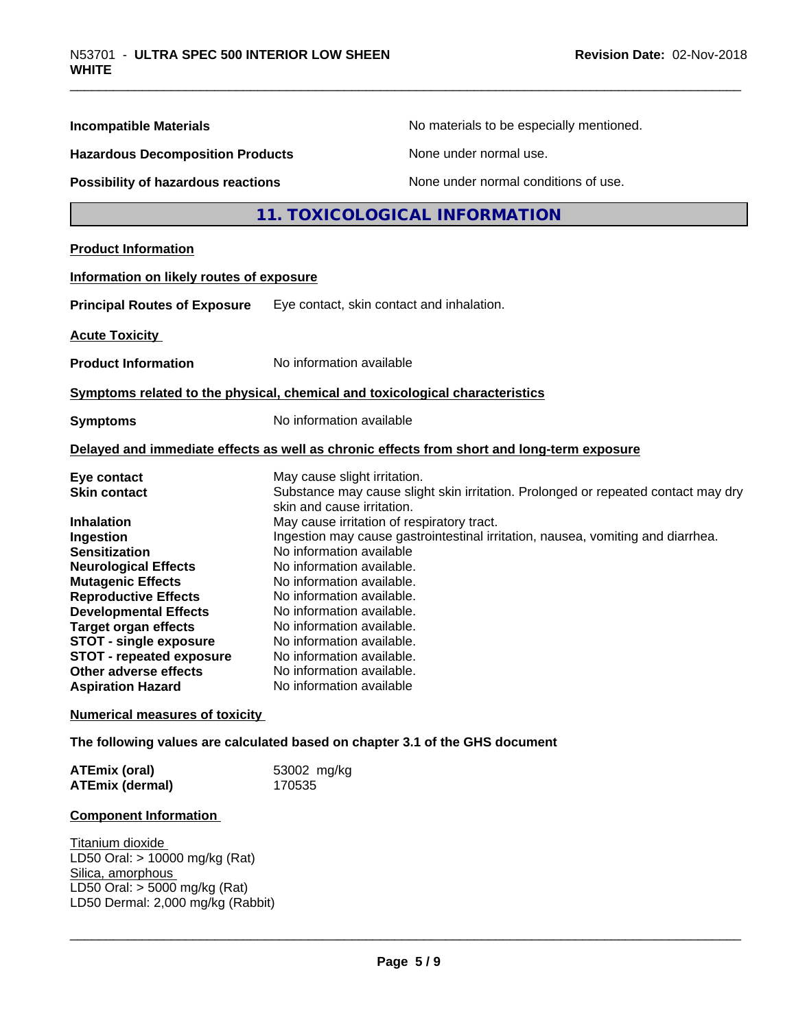| | |
|---|---|
| **Incompatible Materials** | No materials to be especially mentioned. |
| **Hazardous Decomposition Products** | None under normal use. |
| **Possibility of hazardous reactions** | None under normal conditions of use. |

## 11. TOXICOLOGICAL INFORMATION

**Product Information**

**Information on likely routes of exposure**

**Principal Routes of Exposure** Eye contact, skin contact and inhalation.

**Acute Toxicity**

**Product Information** No information available

**Symptoms related to the physical, chemical and toxicological characteristics**

**Symptoms** No information available

**Delayed and immediate effects as well as chronic effects from short and long-term exposure**

| | |
|---|---|
| **Eye contact** | May cause slight irritation. |
| **Skin contact** | Substance may cause slight skin irritation. Prolonged or repeated contact may dry skin and cause irritation. |
| **Inhalation** | May cause irritation of respiratory tract. |
| **Ingestion** | Ingestion may cause gastrointestinal irritation, nausea, vomiting and diarrhea. |
| **Sensitization** | No information available |
| **Neurological Effects** | No information available. |
| **Mutagenic Effects** | No information available. |
| **Reproductive Effects** | No information available. |
| **Developmental Effects** | No information available. |
| **Target organ effects** | No information available. |
| **STOT - single exposure** | No information available. |
| **STOT - repeated exposure** | No information available. |
| **Other adverse effects** | No information available. |
| **Aspiration Hazard** | No information available |

**Numerical measures of toxicity**

**The following values are calculated based on chapter 3.1 of the GHS document**

| | |
|---|---|
| **ATEmix (oral)** | 53002 mg/kg |
| **ATEmix (dermal)** | 170535 |

**Component Information**

Titanium dioxide
LD50 Oral: > 10000 mg/kg (Rat)
Silica, amorphous
LD50 Oral: > 5000 mg/kg (Rat)
LD50 Dermal: 2,000 mg/kg (Rabbit)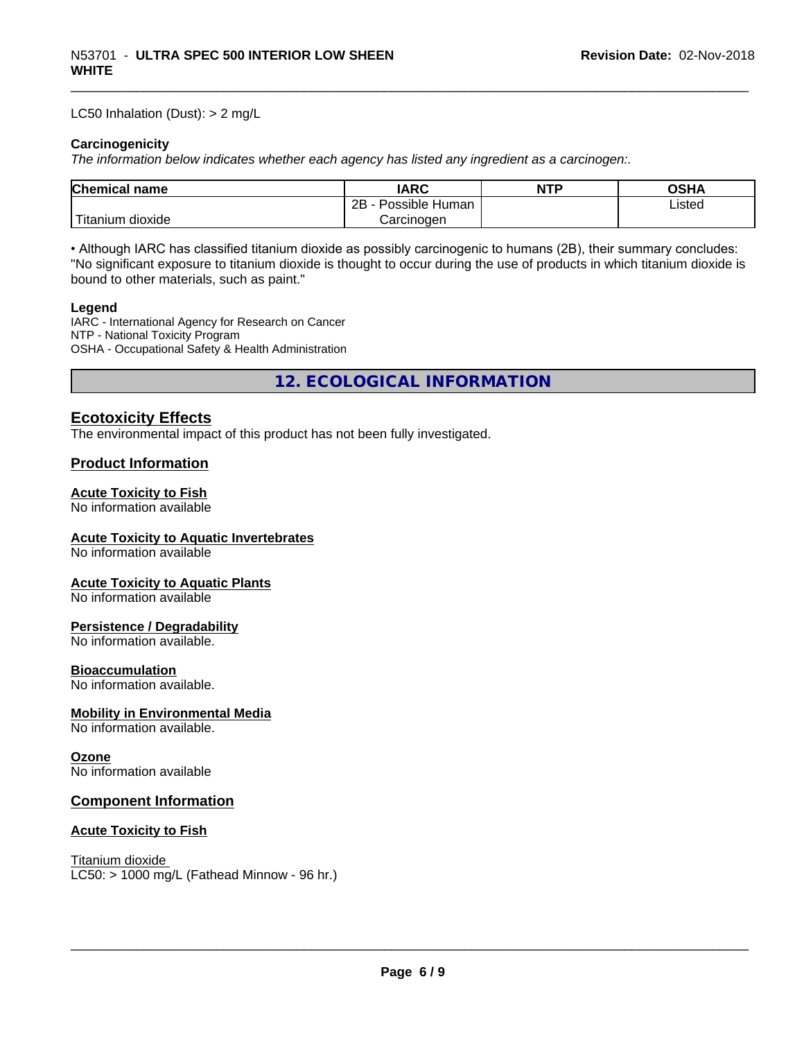LC50 Inhalation (Dust): > 2 mg/L

**Carcinogenicity**

*The information below indicates whether each agency has listed any ingredient as a carcinogen:.*

| Chemical name | IARC | NTP | OSHA |
|---|---|---|---|
| Titanium dioxide | 2B - Possible Human Carcinogen | | Listed |

• Although IARC has classified titanium dioxide as possibly carcinogenic to humans (2B), their summary concludes: "No significant exposure to titanium dioxide is thought to occur during the use of products in which titanium dioxide is bound to other materials, such as paint."

**Legend**

IARC - International Agency for Research on Cancer
NTP - National Toxicity Program
OSHA - Occupational Safety & Health Administration

## 12. ECOLOGICAL INFORMATION

### Ecotoxicity Effects

The environmental impact of this product has not been fully investigated.

### Product Information

**Acute Toxicity to Fish**
No information available

**Acute Toxicity to Aquatic Invertebrates**
No information available

**Acute Toxicity to Aquatic Plants**
No information available

**Persistence / Degradability**
No information available.

**Bioaccumulation**
No information available.

**Mobility in Environmental Media**
No information available.

**Ozone**
No information available

### Component Information

**Acute Toxicity to Fish**

Titanium dioxide
LC50: > 1000 mg/L (Fathead Minnow - 96 hr.)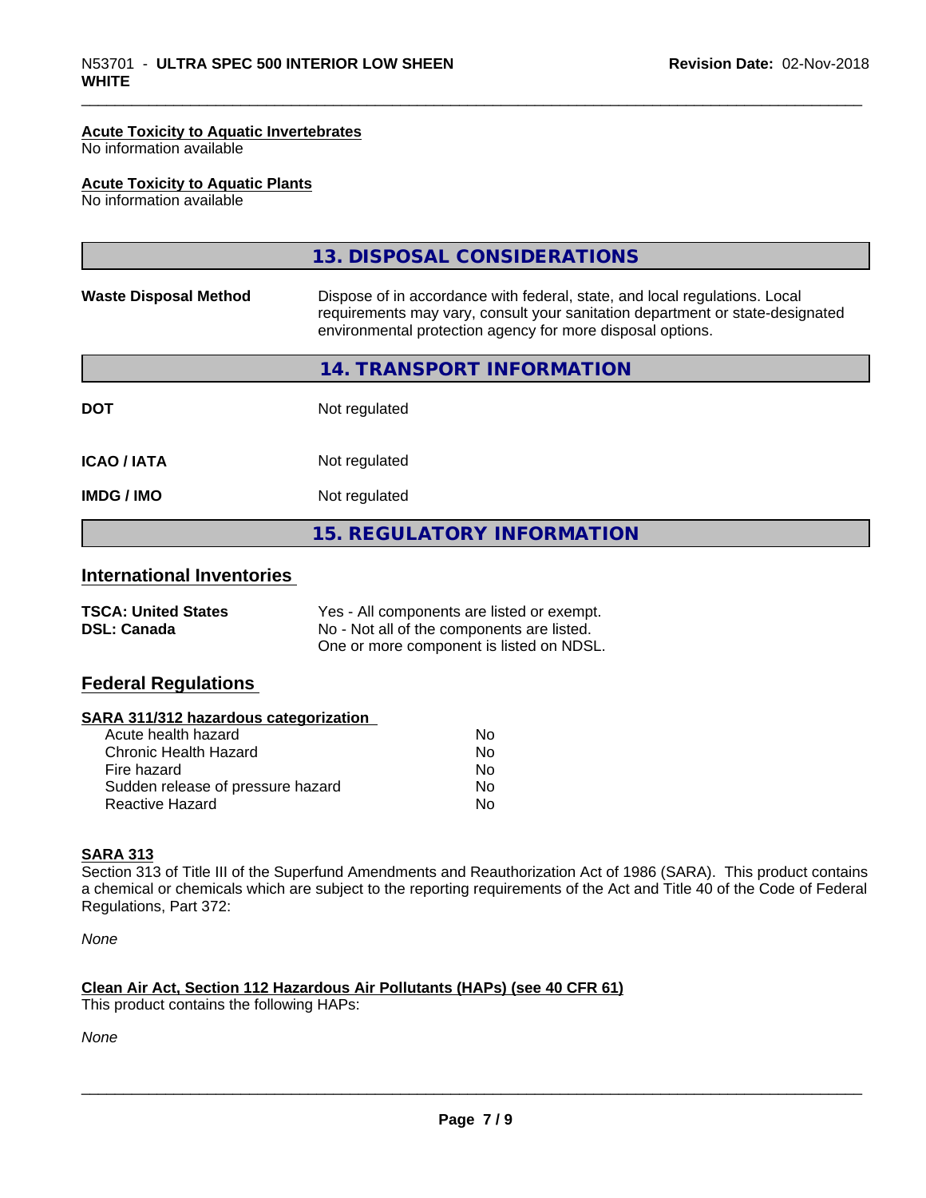**Acute Toxicity to Aquatic Invertebrates**
No information available

**Acute Toxicity to Aquatic Plants**
No information available

## 13. DISPOSAL CONSIDERATIONS

| | |
|---|---|
| **Waste Disposal Method** | Dispose of in accordance with federal, state, and local regulations. Local requirements may vary, consult your sanitation department or state-designated environmental protection agency for more disposal options. |

## 14. TRANSPORT INFORMATION

| | |
|---|---|
| **DOT** | Not regulated |
| **ICAO / IATA** | Not regulated |
| **IMDG / IMO** | Not regulated |

## 15. REGULATORY INFORMATION

### International Inventories

| | |
|---|---|
| **TSCA: United States** | Yes - All components are listed or exempt. |
| **DSL: Canada** | No - Not all of the components are listed. One or more component is listed on NDSL. |

### Federal Regulations

**SARA 311/312 hazardous categorization**

| | |
|---|---|
| Acute health hazard | No |
| Chronic Health Hazard | No |
| Fire hazard | No |
| Sudden release of pressure hazard | No |
| Reactive Hazard | No |

**SARA 313**
Section 313 of Title III of the Superfund Amendments and Reauthorization Act of 1986 (SARA). This product contains a chemical or chemicals which are subject to the reporting requirements of the Act and Title 40 of the Code of Federal Regulations, Part 372:

*None*

**Clean Air Act, Section 112 Hazardous Air Pollutants (HAPs) (see 40 CFR 61)**
This product contains the following HAPs:

*None*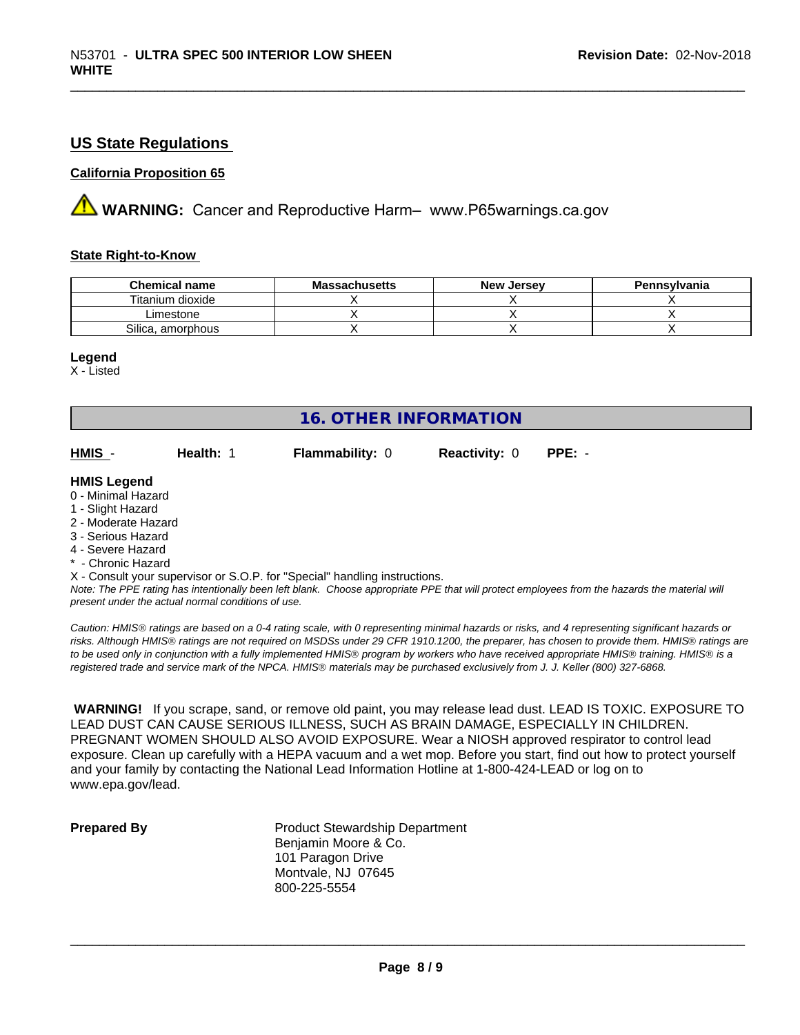## US State Regulations

### California Proposition 65

⚠ **WARNING:** Cancer and Reproductive Harm– www.P65warnings.ca.gov

### State Right-to-Know

| Chemical name | Massachusetts | New Jersey | Pennsylvania |
|---|---|---|---|
| Titanium dioxide | X | X | X |
| Limestone | X | X | X |
| Silica, amorphous | X | X | X |

**Legend**
X - Listed

## 16. OTHER INFORMATION

**HMIS** - **Health:** 1 **Flammability:** 0 **Reactivity:** 0 **PPE:** -

**HMIS Legend**
0 - Minimal Hazard
1 - Slight Hazard
2 - Moderate Hazard
3 - Serious Hazard
4 - Severe Hazard
* - Chronic Hazard
X - Consult your supervisor or S.O.P. for "Special" handling instructions.
*Note: The PPE rating has intentionally been left blank. Choose appropriate PPE that will protect employees from the hazards the material will present under the actual normal conditions of use.*

*Caution: HMIS® ratings are based on a 0-4 rating scale, with 0 representing minimal hazards or risks, and 4 representing significant hazards or risks. Although HMIS® ratings are not required on MSDSs under 29 CFR 1910.1200, the preparer, has chosen to provide them. HMIS® ratings are to be used only in conjunction with a fully implemented HMIS® program by workers who have received appropriate HMIS® training. HMIS® is a registered trade and service mark of the NPCA. HMIS® materials may be purchased exclusively from J. J. Keller (800) 327-6868.*

**WARNING!** If you scrape, sand, or remove old paint, you may release lead dust. LEAD IS TOXIC. EXPOSURE TO LEAD DUST CAN CAUSE SERIOUS ILLNESS, SUCH AS BRAIN DAMAGE, ESPECIALLY IN CHILDREN. PREGNANT WOMEN SHOULD ALSO AVOID EXPOSURE. Wear a NIOSH approved respirator to control lead exposure. Clean up carefully with a HEPA vacuum and a wet mop. Before you start, find out how to protect yourself and your family by contacting the National Lead Information Hotline at 1-800-424-LEAD or log on to www.epa.gov/lead.

**Prepared By**

Product Stewardship Department
Benjamin Moore & Co.
101 Paragon Drive
Montvale, NJ 07645
800-225-5554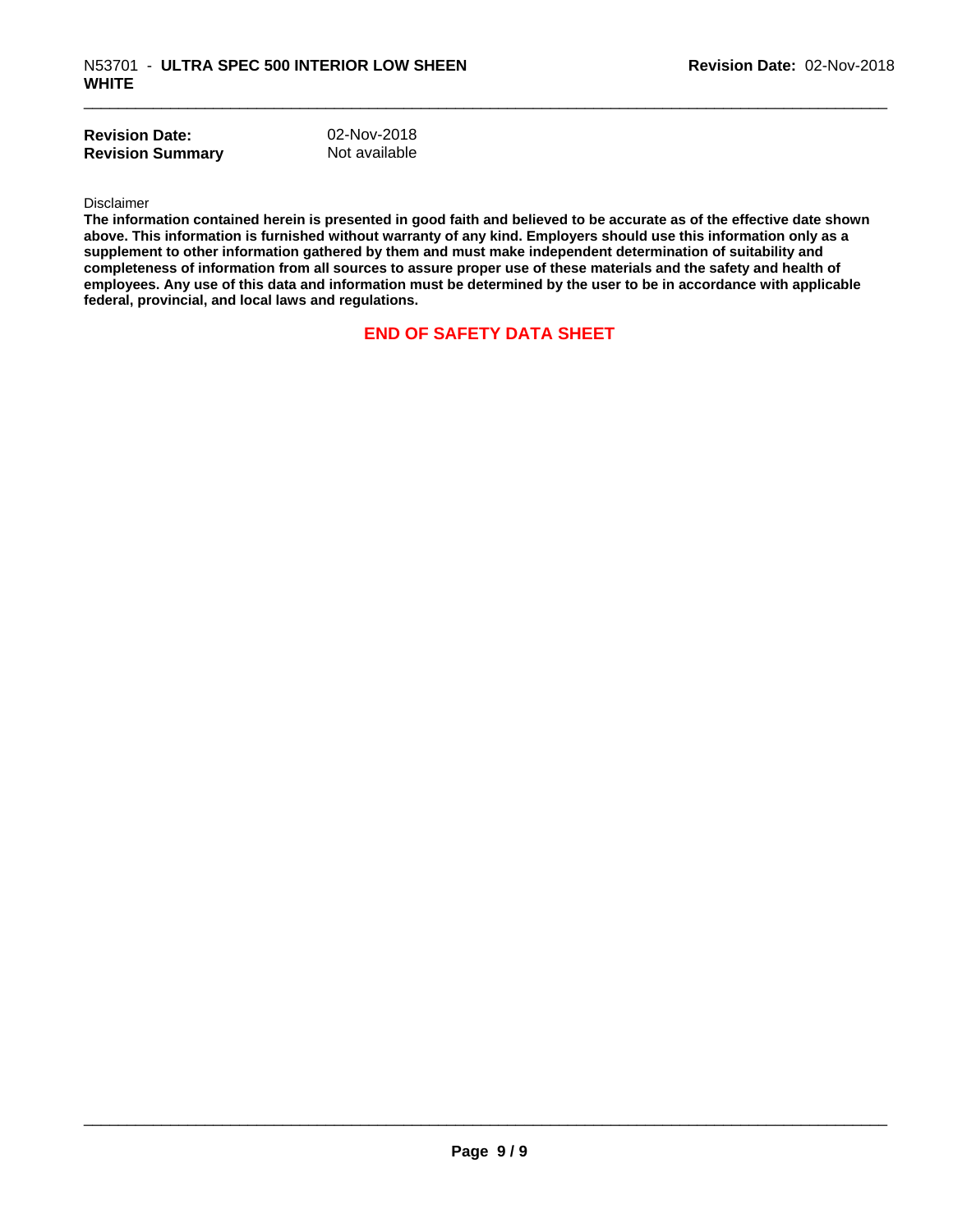| | |
|---|---|
| **Revision Date:** | 02-Nov-2018 |
| **Revision Summary** | Not available |

Disclaimer

**The information contained herein is presented in good faith and believed to be accurate as of the effective date shown above. This information is furnished without warranty of any kind. Employers should use this information only as a supplement to other information gathered by them and must make independent determination of suitability and completeness of information from all sources to assure proper use of these materials and the safety and health of employees. Any use of this data and information must be determined by the user to be in accordance with applicable federal, provincial, and local laws and regulations.**

**END OF SAFETY DATA SHEET**